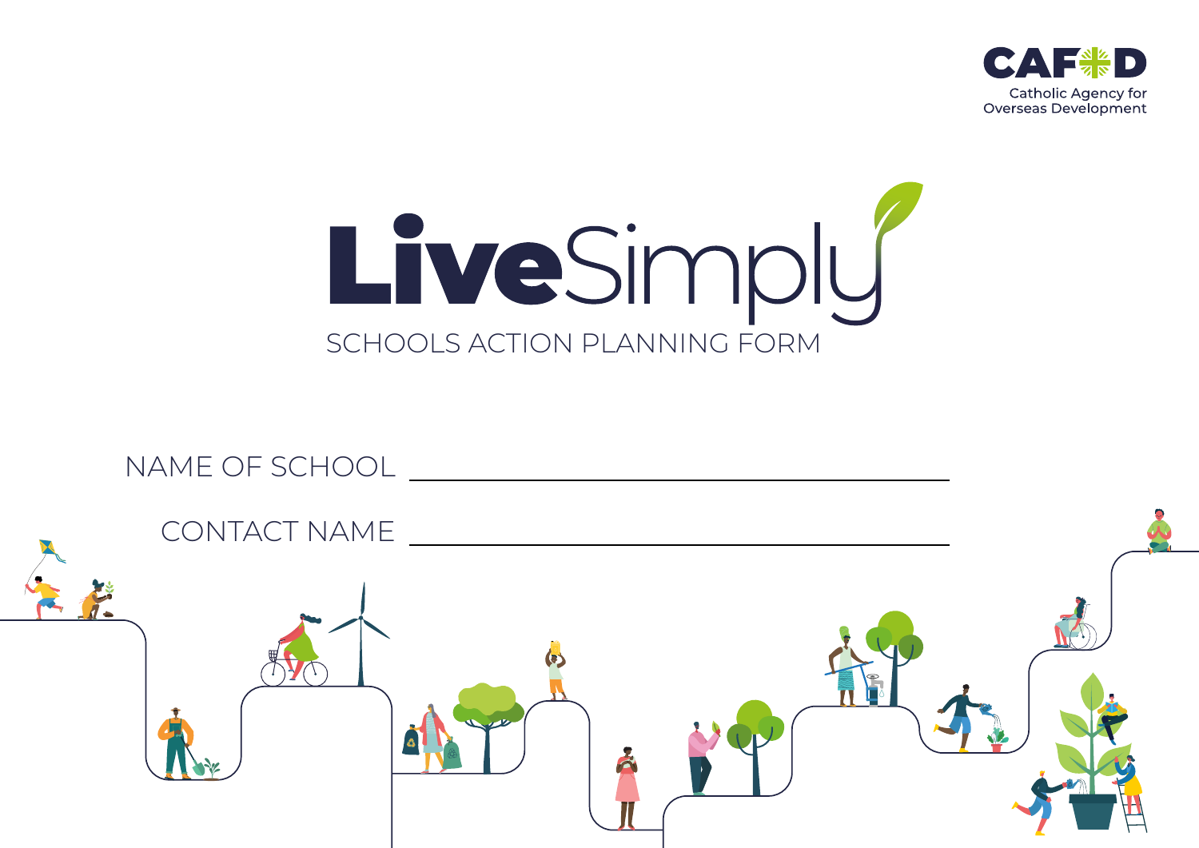CAFOD

Catholic Agency for Overseas Development

# LiveSimply

## SCHOOLS ACTION PLANNING FORM

NAME OF SCHOOL ______________________________

CONTACT NAME ______________________________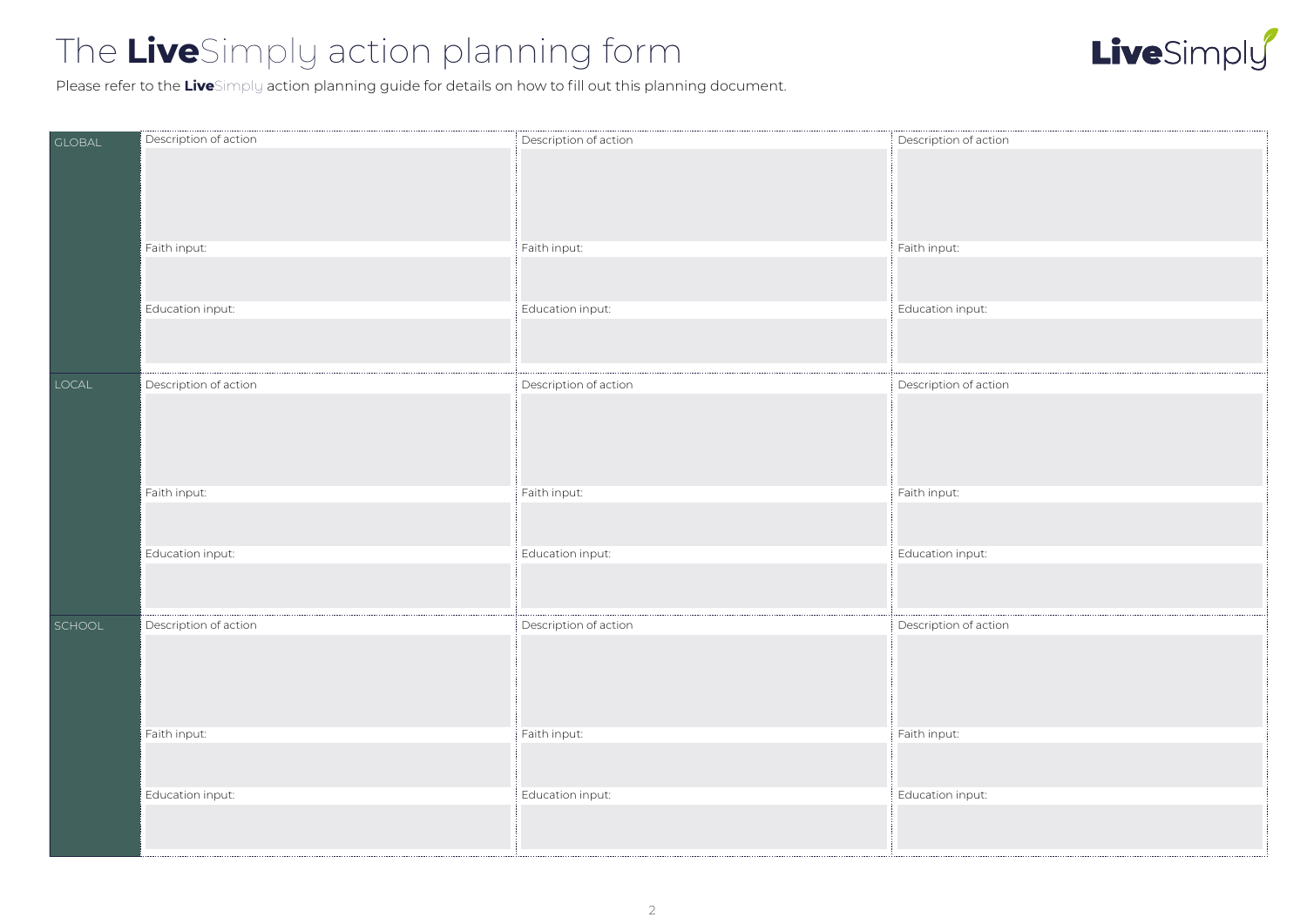# The **Live**Simply action planning form

Please refer to the **Live**Simply action planning guide for details on how to fill out this planning document.

| | | | |
|---|---|---|---|
| GLOBAL | Description of action<br><br><br><br>Faith input:<br><br>Education input: | Description of action<br><br><br><br>Faith input:<br><br>Education input: | Description of action<br><br><br><br>Faith input:<br><br>Education input: |
| LOCAL | Description of action<br><br><br><br>Faith input:<br><br>Education input: | Description of action<br><br><br><br>Faith input:<br><br>Education input: | Description of action<br><br><br><br>Faith input:<br><br>Education input: |
| SCHOOL | Description of action<br><br><br><br>Faith input:<br><br>Education input: | Description of action<br><br><br><br>Faith input:<br><br>Education input: | Description of action<br><br><br><br>Faith input:<br><br>Education input: |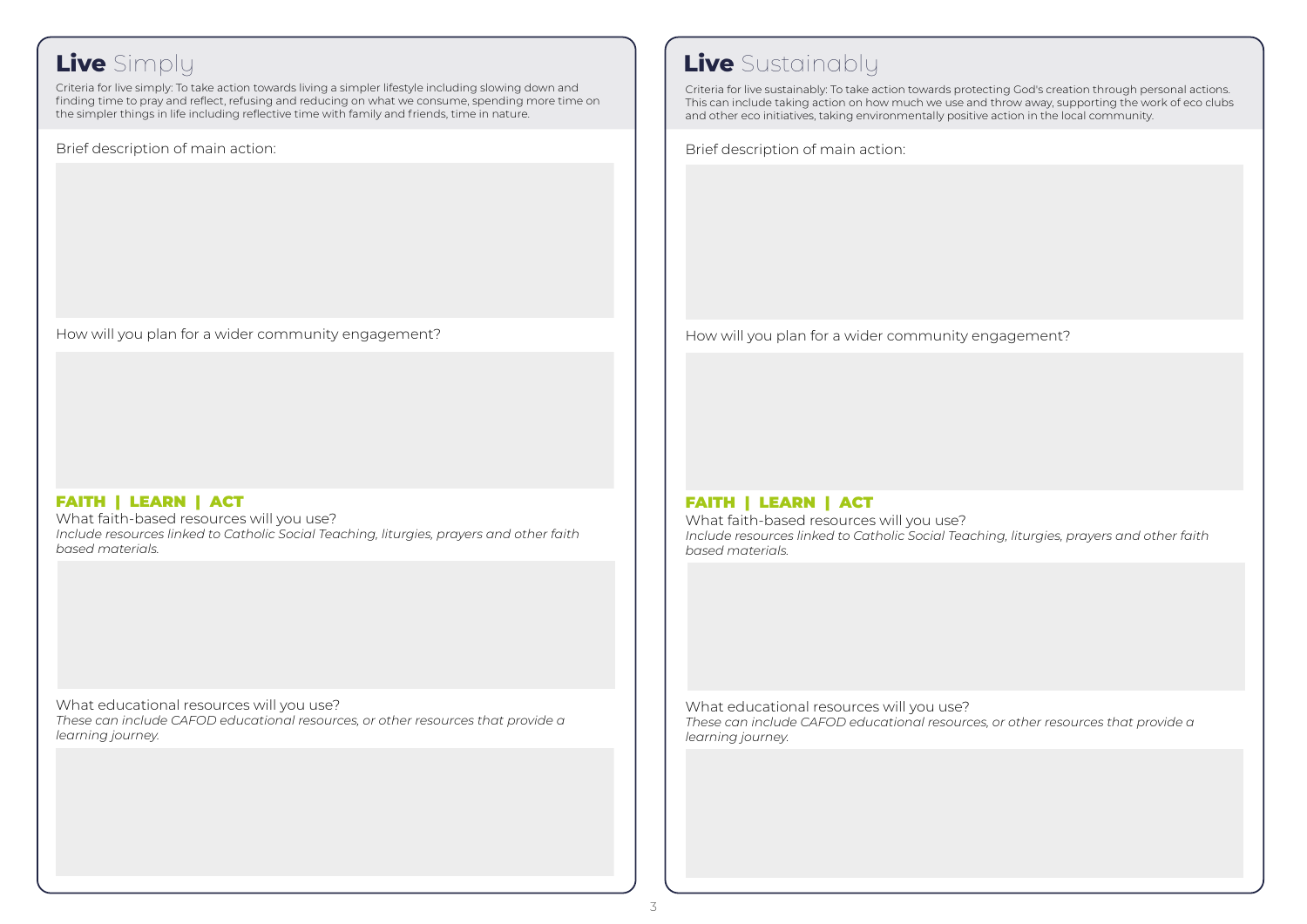## **Live** Simply

Criteria for live simply: To take action towards living a simpler lifestyle including slowing down and finding time to pray and reflect, refusing and reducing on what we consume, spending more time on the simpler things in life including reflective time with family and friends, time in nature.

Brief description of main action:

How will you plan for a wider community engagement?

**FAITH | LEARN | ACT**

What faith-based resources will you use?
*Include resources linked to Catholic Social Teaching, liturgies, prayers and other faith based materials.*

What educational resources will you use?
*These can include CAFOD educational resources, or other resources that provide a learning journey.*

## **Live** Sustainably

Criteria for live sustainably: To take action towards protecting God's creation through personal actions. This can include taking action on how much we use and throw away, supporting the work of eco clubs and other eco initiatives, taking environmentally positive action in the local community.

Brief description of main action:

How will you plan for a wider community engagement?

**FAITH | LEARN | ACT**

What faith-based resources will you use?
*Include resources linked to Catholic Social Teaching, liturgies, prayers and other faith based materials.*

What educational resources will you use?
*These can include CAFOD educational resources, or other resources that provide a learning journey.*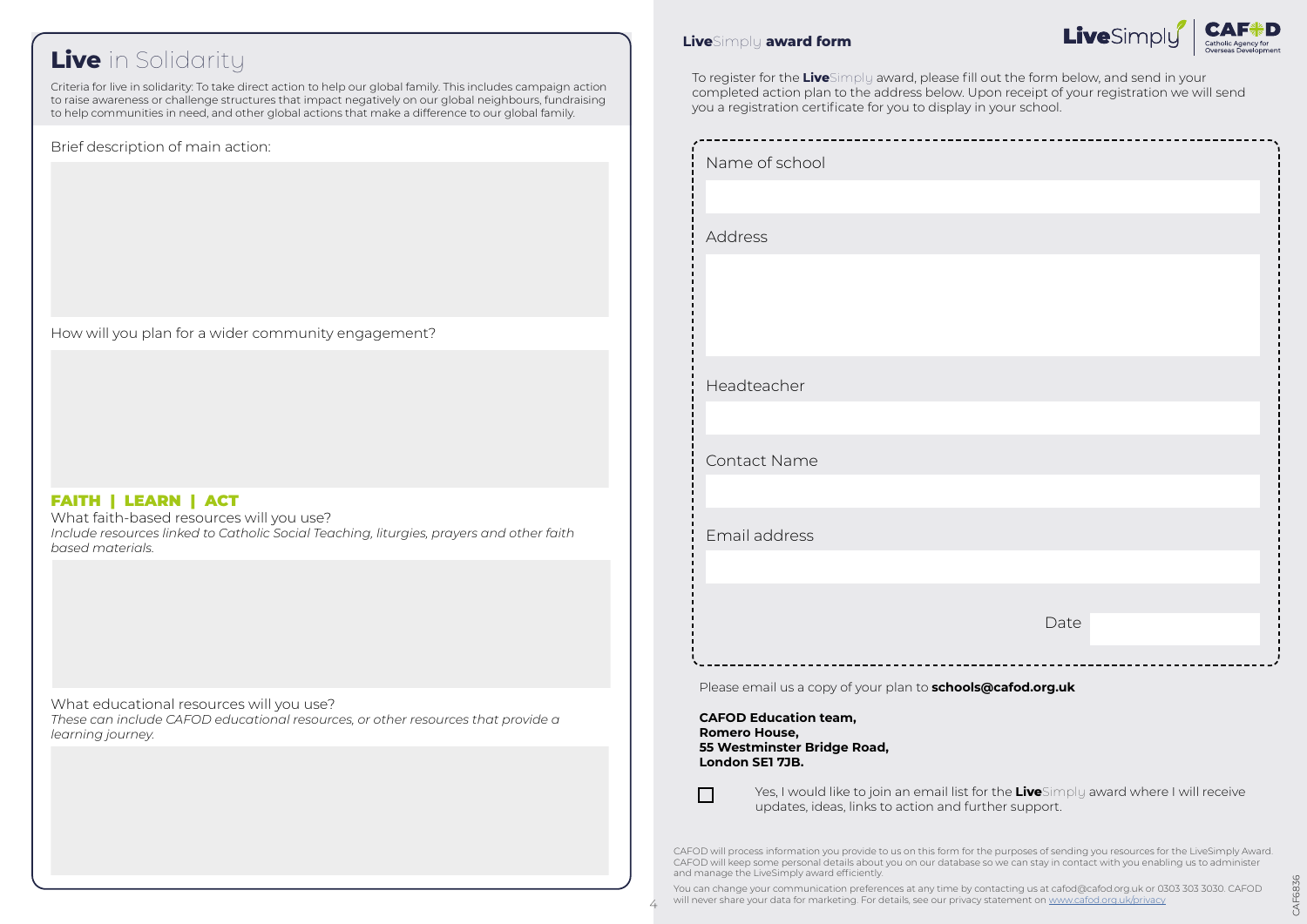## **Live** in Solidarity

Criteria for live in solidarity: To take direct action to help our global family. This includes campaign action to raise awareness or challenge structures that impact negatively on our global neighbours, fundraising to help communities in need, and other global actions that make a difference to our global family.

Brief description of main action:

How will you plan for a wider community engagement?

### FAITH | LEARN | ACT

What faith-based resources will you use?
*Include resources linked to Catholic Social Teaching, liturgies, prayers and other faith based materials.*

What educational resources will you use?
*These can include CAFOD educational resources, or other resources that provide a learning journey.*

## **Live**Simply **award form**

To register for the **Live**Simply award, please fill out the form below, and send in your completed action plan to the address below. Upon receipt of your registration we will send you a registration certificate for you to display in your school.

Name of school

Address

Headteacher

Contact Name

Email address

Date

Please email us a copy of your plan to **schools@cafod.org.uk**

**CAFOD Education team,**
**Romero House,**
**55 Westminster Bridge Road,**
**London SE1 7JB.**

☐ Yes, I would like to join an email list for the **Live**Simply award where I will receive updates, ideas, links to action and further support.

CAFOD will process information you provide to us on this form for the purposes of sending you resources for the LiveSimply Award. CAFOD will keep some personal details about you on our database so we can stay in contact with you enabling us to administer and manage the LiveSimply award efficiently.

You can change your communication preferences at any time by contacting us at cafod@cafod.org.uk or 0303 303 3030. CAFOD will never share your data for marketing. For details, see our privacy statement on www.cafod.org.uk/privacy

CAF6836